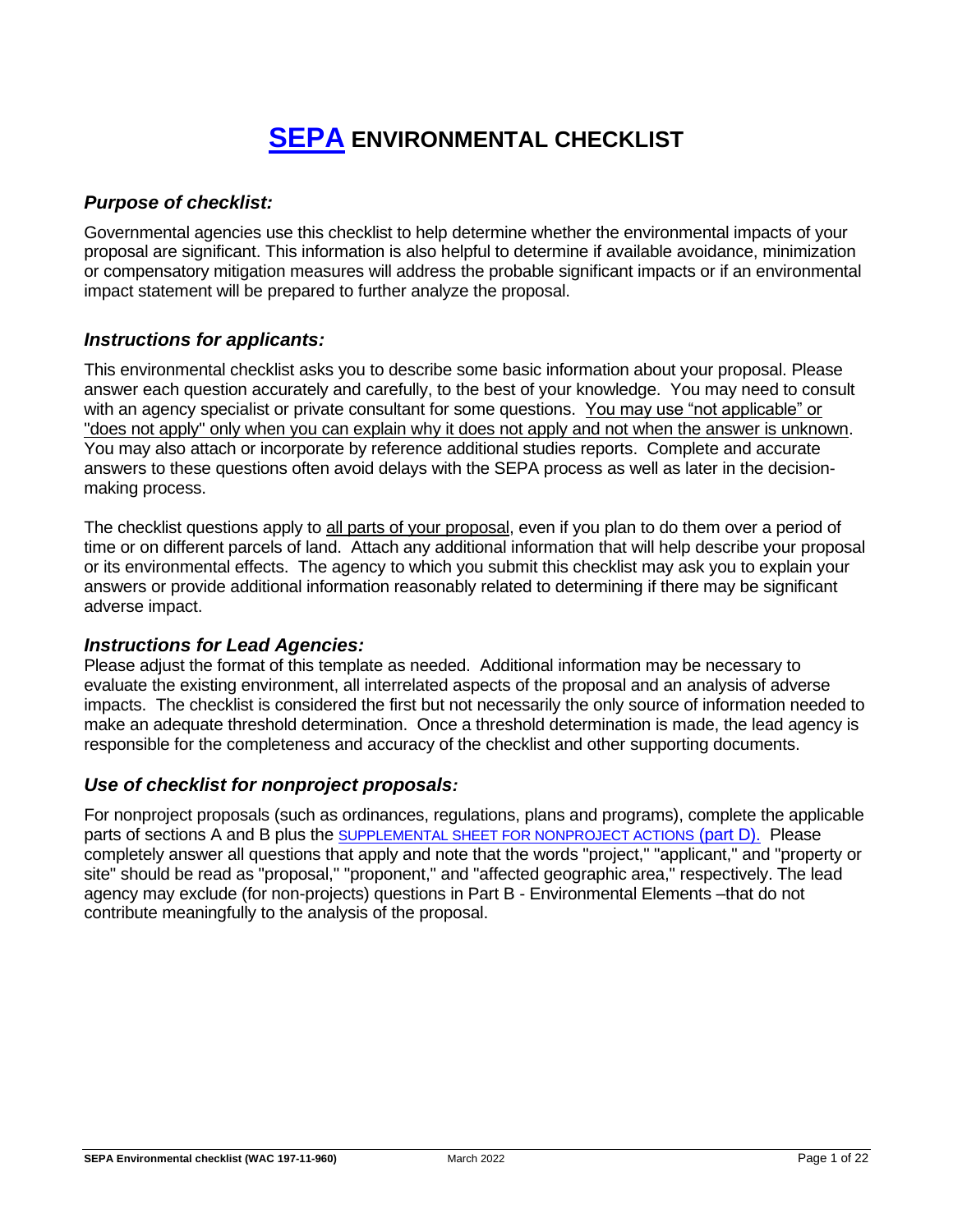# [SEPA](#) ENVIRONMENTAL CHECKLIST

### *Purpose of checklist:*

Governmental agencies use this checklist to help determine whether the environmental impacts of your proposal are significant. This information is also helpful to determine if available avoidance, minimization or compensatory mitigation measures will address the probable significant impacts or if an environmental impact statement will be prepared to further analyze the proposal.

### *Instructions for applicants:*

This environmental checklist asks you to describe some basic information about your proposal. Please answer each question accurately and carefully, to the best of your knowledge. You may need to consult with an agency specialist or private consultant for some questions. <u>You may use "not applicable" or "does not apply" only when you can explain why it does not apply and not when the answer is unknown</u>. You may also attach or incorporate by reference additional studies reports. Complete and accurate answers to these questions often avoid delays with the SEPA process as well as later in the decision-making process.

The checklist questions apply to <u>all parts of your proposal</u>, even if you plan to do them over a period of time or on different parcels of land. Attach any additional information that will help describe your proposal or its environmental effects. The agency to which you submit this checklist may ask you to explain your answers or provide additional information reasonably related to determining if there may be significant adverse impact.

### *Instructions for Lead Agencies:*

Please adjust the format of this template as needed. Additional information may be necessary to evaluate the existing environment, all interrelated aspects of the proposal and an analysis of adverse impacts. The checklist is considered the first but not necessarily the only source of information needed to make an adequate threshold determination. Once a threshold determination is made, the lead agency is responsible for the completeness and accuracy of the checklist and other supporting documents.

### *Use of checklist for nonproject proposals:*

For nonproject proposals (such as ordinances, regulations, plans and programs), complete the applicable parts of sections A and B plus the [SUPPLEMENTAL SHEET FOR NONPROJECT ACTIONS (part D).](#) Please completely answer all questions that apply and note that the words "project," "applicant," and "property or site" should be read as "proposal," "proponent," and "affected geographic area," respectively. The lead agency may exclude (for non-projects) questions in Part B - Environmental Elements –that do not contribute meaningfully to the analysis of the proposal.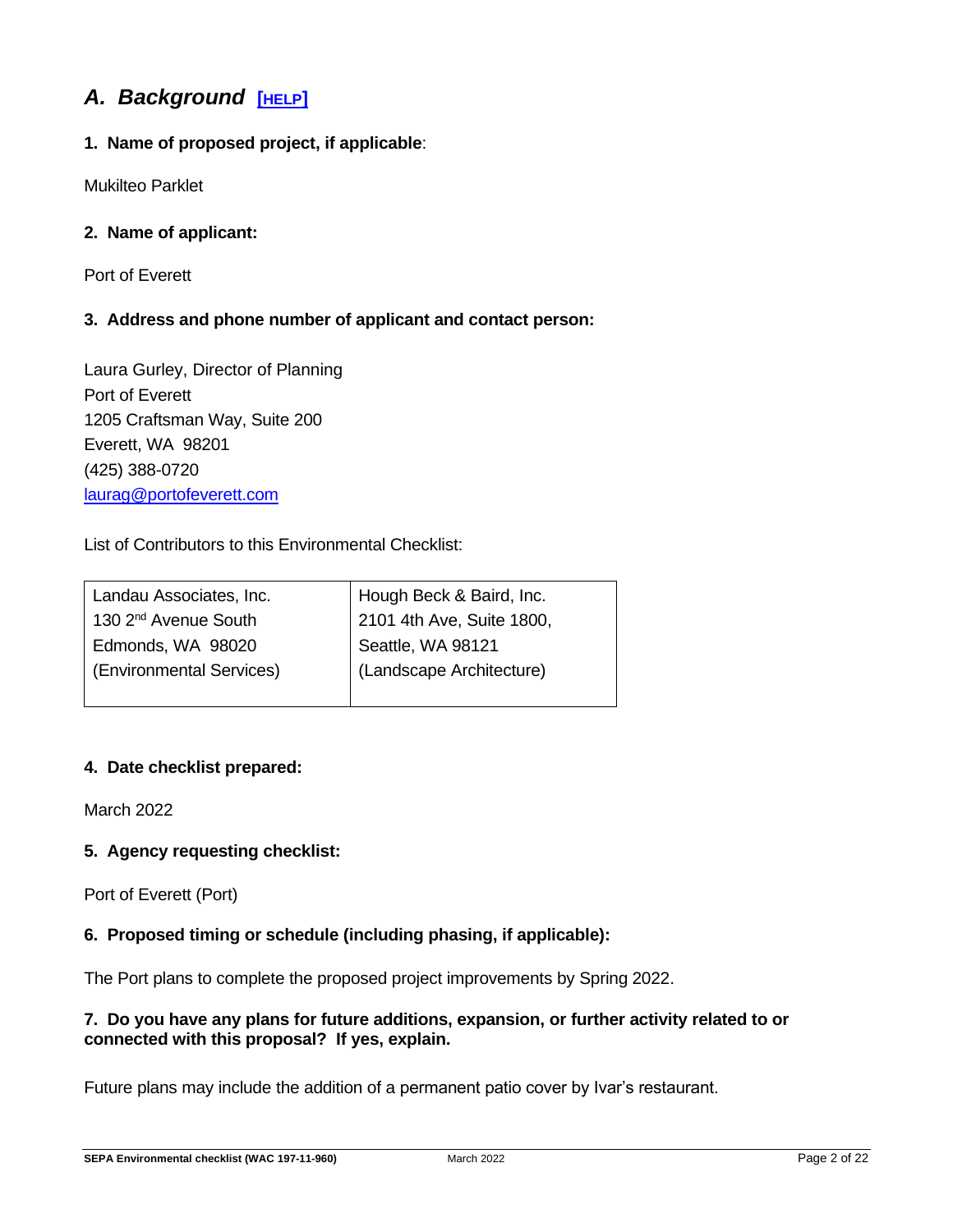## *A. Background* [HELP]

**1. Name of proposed project, if applicable**:

Mukilteo Parklet

**2. Name of applicant:**

Port of Everett

**3. Address and phone number of applicant and contact person:**

Laura Gurley, Director of Planning
Port of Everett
1205 Craftsman Way, Suite 200
Everett, WA 98201
(425) 388-0720
laurag@portofeverett.com

List of Contributors to this Environmental Checklist:

| | |
|---|---|
| Landau Associates, Inc.<br>130 2nd Avenue South<br>Edmonds, WA 98020<br>(Environmental Services) | Hough Beck & Baird, Inc.<br>2101 4th Ave, Suite 1800,<br>Seattle, WA 98121<br>(Landscape Architecture) |

**4. Date checklist prepared:**

March 2022

**5. Agency requesting checklist:**

Port of Everett (Port)

**6. Proposed timing or schedule (including phasing, if applicable):**

The Port plans to complete the proposed project improvements by Spring 2022.

**7. Do you have any plans for future additions, expansion, or further activity related to or connected with this proposal? If yes, explain.**

Future plans may include the addition of a permanent patio cover by Ivar's restaurant.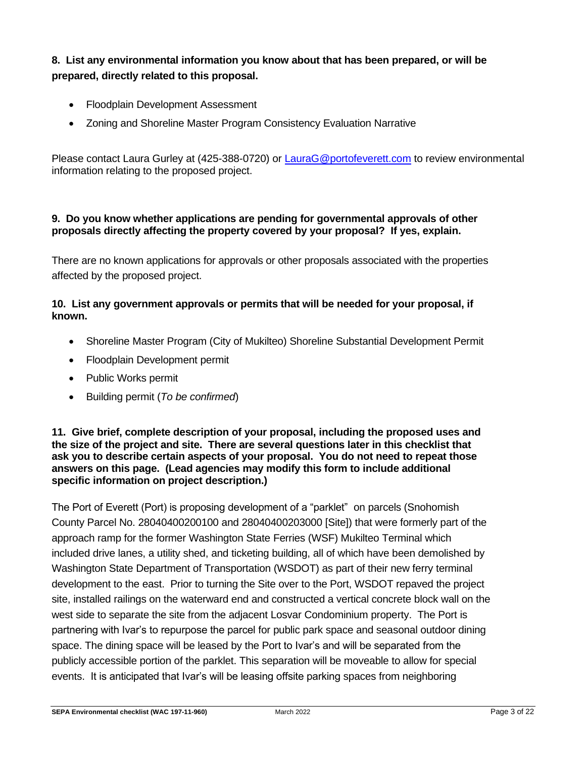**8. List any environmental information you know about that has been prepared, or will be prepared, directly related to this proposal.**

- Floodplain Development Assessment
- Zoning and Shoreline Master Program Consistency Evaluation Narrative

Please contact Laura Gurley at (425-388-0720) or LauraG@portofeverett.com to review environmental information relating to the proposed project.

**9. Do you know whether applications are pending for governmental approvals of other proposals directly affecting the property covered by your proposal? If yes, explain.**

There are no known applications for approvals or other proposals associated with the properties affected by the proposed project.

**10. List any government approvals or permits that will be needed for your proposal, if known.**

- Shoreline Master Program (City of Mukilteo) Shoreline Substantial Development Permit
- Floodplain Development permit
- Public Works permit
- Building permit (*To be confirmed*)

**11. Give brief, complete description of your proposal, including the proposed uses and the size of the project and site. There are several questions later in this checklist that ask you to describe certain aspects of your proposal. You do not need to repeat those answers on this page. (Lead agencies may modify this form to include additional specific information on project description.)**

The Port of Everett (Port) is proposing development of a "parklet" on parcels (Snohomish County Parcel No. 28040400200100 and 28040400203000 [Site]) that were formerly part of the approach ramp for the former Washington State Ferries (WSF) Mukilteo Terminal which included drive lanes, a utility shed, and ticketing building, all of which have been demolished by Washington State Department of Transportation (WSDOT) as part of their new ferry terminal development to the east. Prior to turning the Site over to the Port, WSDOT repaved the project site, installed railings on the waterward end and constructed a vertical concrete block wall on the west side to separate the site from the adjacent Losvar Condominium property. The Port is partnering with Ivar's to repurpose the parcel for public park space and seasonal outdoor dining space. The dining space will be leased by the Port to Ivar's and will be separated from the publicly accessible portion of the parklet. This separation will be moveable to allow for special events. It is anticipated that Ivar's will be leasing offsite parking spaces from neighboring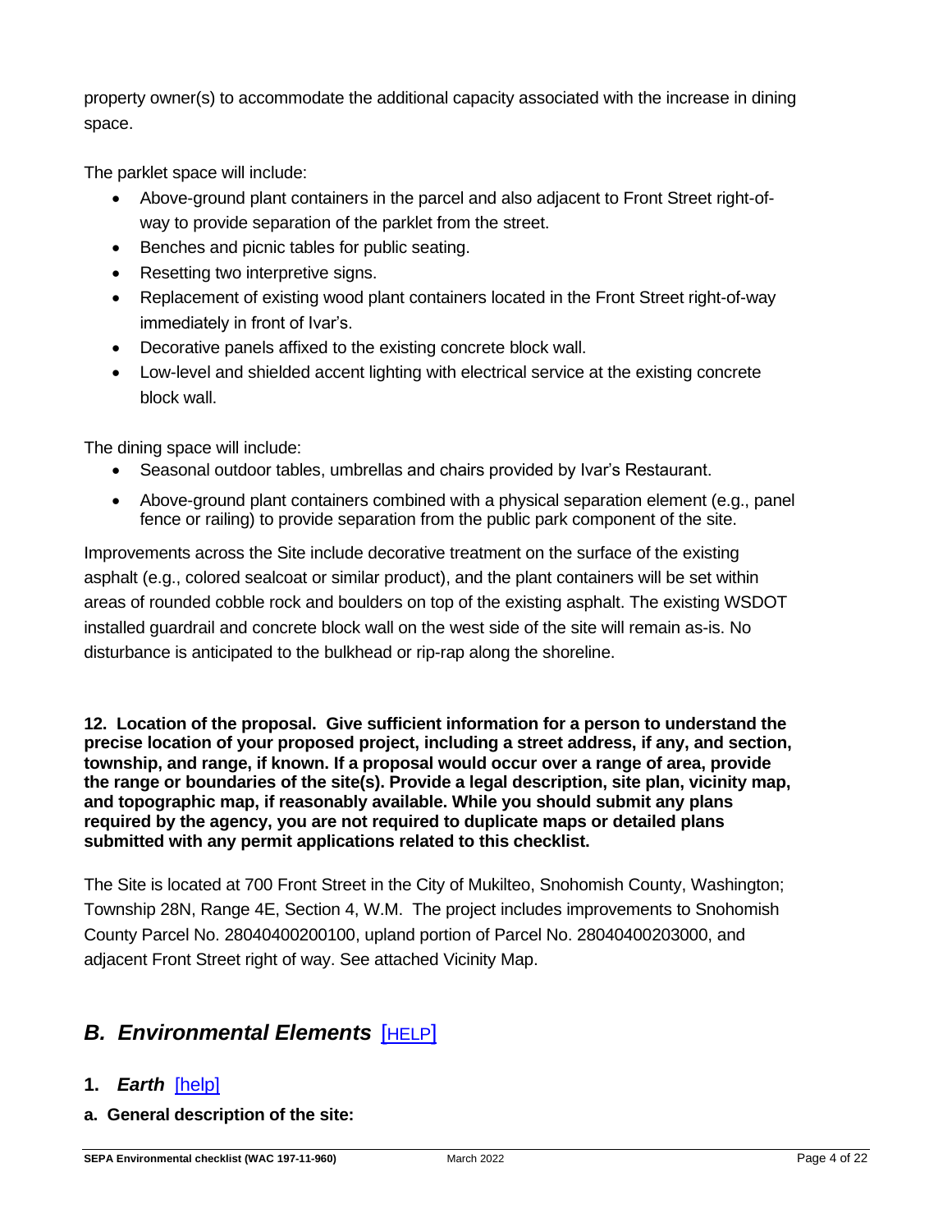property owner(s) to accommodate the additional capacity associated with the increase in dining space.

The parklet space will include:

- Above-ground plant containers in the parcel and also adjacent to Front Street right-of-way to provide separation of the parklet from the street.
- Benches and picnic tables for public seating.
- Resetting two interpretive signs.
- Replacement of existing wood plant containers located in the Front Street right-of-way immediately in front of Ivar's.
- Decorative panels affixed to the existing concrete block wall.
- Low-level and shielded accent lighting with electrical service at the existing concrete block wall.

The dining space will include:

- Seasonal outdoor tables, umbrellas and chairs provided by Ivar's Restaurant.
- Above-ground plant containers combined with a physical separation element (e.g., panel fence or railing) to provide separation from the public park component of the site.

Improvements across the Site include decorative treatment on the surface of the existing asphalt (e.g., colored sealcoat or similar product), and the plant containers will be set within areas of rounded cobble rock and boulders on top of the existing asphalt. The existing WSDOT installed guardrail and concrete block wall on the west side of the site will remain as-is. No disturbance is anticipated to the bulkhead or rip-rap along the shoreline.

**12. Location of the proposal. Give sufficient information for a person to understand the precise location of your proposed project, including a street address, if any, and section, township, and range, if known. If a proposal would occur over a range of area, provide the range or boundaries of the site(s). Provide a legal description, site plan, vicinity map, and topographic map, if reasonably available. While you should submit any plans required by the agency, you are not required to duplicate maps or detailed plans submitted with any permit applications related to this checklist.**

The Site is located at 700 Front Street in the City of Mukilteo, Snohomish County, Washington; Township 28N, Range 4E, Section 4, W.M. The project includes improvements to Snohomish County Parcel No. 28040400200100, upland portion of Parcel No. 28040400203000, and adjacent Front Street right of way. See attached Vicinity Map.

## *B. Environmental Elements* [HELP]

### 1. *Earth* [help]

**a. General description of the site:**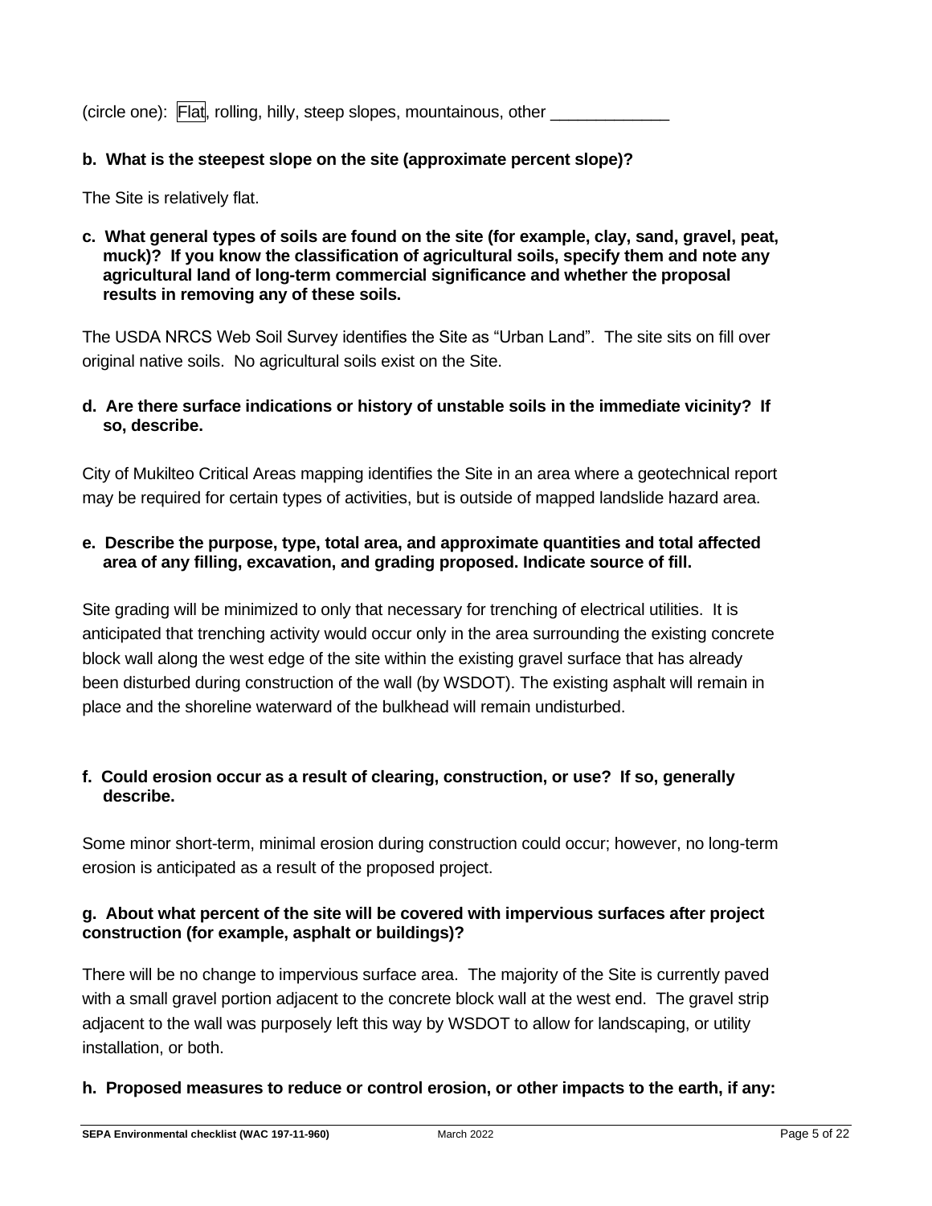(circle one): Flat, rolling, hilly, steep slopes, mountainous, other _____________

**b. What is the steepest slope on the site (approximate percent slope)?**

The Site is relatively flat.

**c. What general types of soils are found on the site (for example, clay, sand, gravel, peat, muck)? If you know the classification of agricultural soils, specify them and note any agricultural land of long-term commercial significance and whether the proposal results in removing any of these soils.**

The USDA NRCS Web Soil Survey identifies the Site as "Urban Land". The site sits on fill over original native soils. No agricultural soils exist on the Site.

**d. Are there surface indications or history of unstable soils in the immediate vicinity? If so, describe.**

City of Mukilteo Critical Areas mapping identifies the Site in an area where a geotechnical report may be required for certain types of activities, but is outside of mapped landslide hazard area.

**e. Describe the purpose, type, total area, and approximate quantities and total affected area of any filling, excavation, and grading proposed. Indicate source of fill.**

Site grading will be minimized to only that necessary for trenching of electrical utilities. It is anticipated that trenching activity would occur only in the area surrounding the existing concrete block wall along the west edge of the site within the existing gravel surface that has already been disturbed during construction of the wall (by WSDOT). The existing asphalt will remain in place and the shoreline waterward of the bulkhead will remain undisturbed.

**f. Could erosion occur as a result of clearing, construction, or use? If so, generally describe.**

Some minor short-term, minimal erosion during construction could occur; however, no long-term erosion is anticipated as a result of the proposed project.

**g. About what percent of the site will be covered with impervious surfaces after project construction (for example, asphalt or buildings)?**

There will be no change to impervious surface area. The majority of the Site is currently paved with a small gravel portion adjacent to the concrete block wall at the west end. The gravel strip adjacent to the wall was purposely left this way by WSDOT to allow for landscaping, or utility installation, or both.

**h. Proposed measures to reduce or control erosion, or other impacts to the earth, if any:**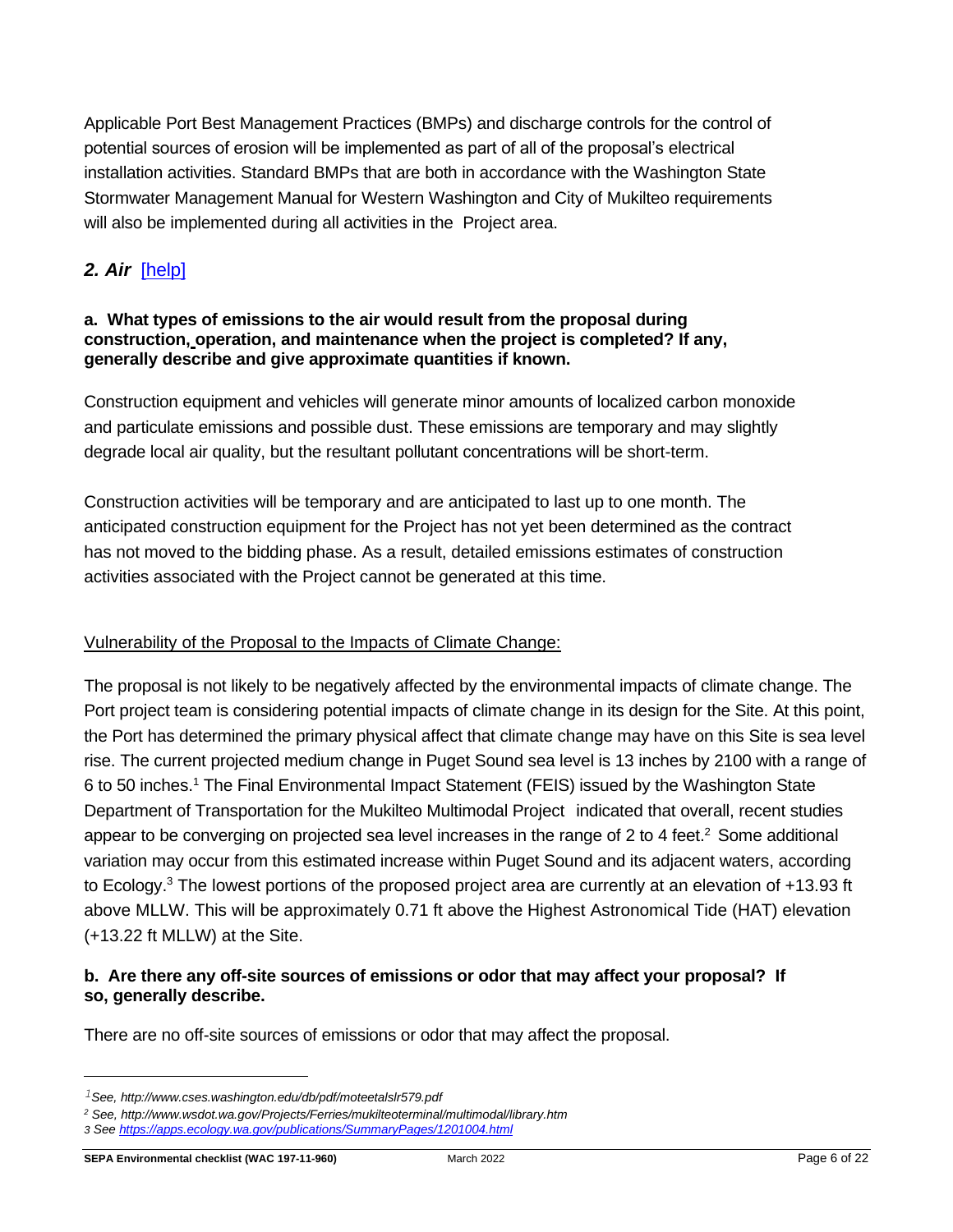Applicable Port Best Management Practices (BMPs) and discharge controls for the control of potential sources of erosion will be implemented as part of all of the proposal's electrical installation activities. Standard BMPs that are both in accordance with the Washington State Stormwater Management Manual for Western Washington and City of Mukilteo requirements will also be implemented during all activities in the Project area.

## *2. Air* [help]

**a. What types of emissions to the air would result from the proposal during construction, operation, and maintenance when the project is completed? If any, generally describe and give approximate quantities if known.**

Construction equipment and vehicles will generate minor amounts of localized carbon monoxide and particulate emissions and possible dust. These emissions are temporary and may slightly degrade local air quality, but the resultant pollutant concentrations will be short-term.

Construction activities will be temporary and are anticipated to last up to one month. The anticipated construction equipment for the Project has not yet been determined as the contract has not moved to the bidding phase. As a result, detailed emissions estimates of construction activities associated with the Project cannot be generated at this time.

Vulnerability of the Proposal to the Impacts of Climate Change:

The proposal is not likely to be negatively affected by the environmental impacts of climate change. The Port project team is considering potential impacts of climate change in its design for the Site. At this point, the Port has determined the primary physical affect that climate change may have on this Site is sea level rise. The current projected medium change in Puget Sound sea level is 13 inches by 2100 with a range of 6 to 50 inches.[1] The Final Environmental Impact Statement (FEIS) issued by the Washington State Department of Transportation for the Mukilteo Multimodal Project indicated that overall, recent studies appear to be converging on projected sea level increases in the range of 2 to 4 feet.[2] Some additional variation may occur from this estimated increase within Puget Sound and its adjacent waters, according to Ecology.[3] The lowest portions of the proposed project area are currently at an elevation of +13.93 ft above MLLW. This will be approximately 0.71 ft above the Highest Astronomical Tide (HAT) elevation (+13.22 ft MLLW) at the Site.

**b. Are there any off-site sources of emissions or odor that may affect your proposal? If so, generally describe.**

There are no off-site sources of emissions or odor that may affect the proposal.

---

[1] *See, http://www.cses.washington.edu/db/pdf/moteetalslr579.pdf*

[2] *See, http://www.wsdot.wa.gov/Projects/Ferries/mukilteoterminal/multimodal/library.htm*

[3] *See https://apps.ecology.wa.gov/publications/SummaryPages/1201004.html*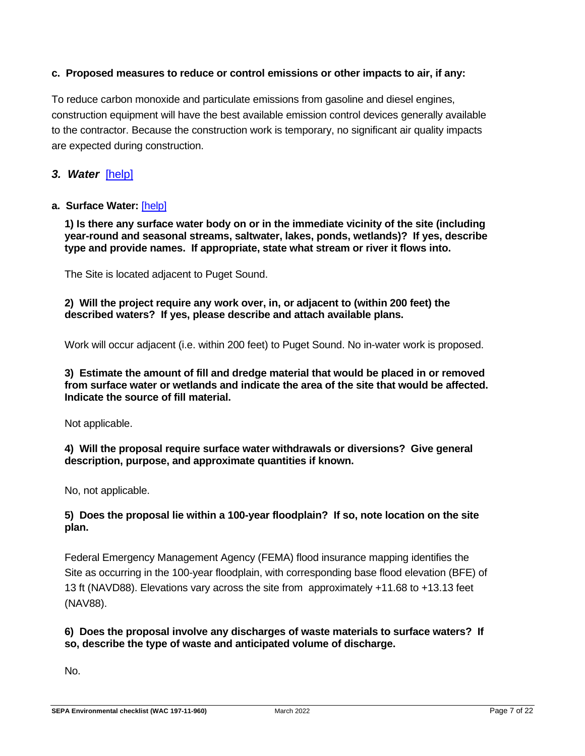**c. Proposed measures to reduce or control emissions or other impacts to air, if any:**

To reduce carbon monoxide and particulate emissions from gasoline and diesel engines, construction equipment will have the best available emission control devices generally available to the contractor. Because the construction work is temporary, no significant air quality impacts are expected during construction.

### *3. Water* [help]

**a. Surface Water:** [help]

**1) Is there any surface water body on or in the immediate vicinity of the site (including year-round and seasonal streams, saltwater, lakes, ponds, wetlands)? If yes, describe type and provide names. If appropriate, state what stream or river it flows into.**

The Site is located adjacent to Puget Sound.

**2) Will the project require any work over, in, or adjacent to (within 200 feet) the described waters? If yes, please describe and attach available plans.**

Work will occur adjacent (i.e. within 200 feet) to Puget Sound. No in-water work is proposed.

**3) Estimate the amount of fill and dredge material that would be placed in or removed from surface water or wetlands and indicate the area of the site that would be affected. Indicate the source of fill material.**

Not applicable.

**4) Will the proposal require surface water withdrawals or diversions? Give general description, purpose, and approximate quantities if known.**

No, not applicable.

**5) Does the proposal lie within a 100-year floodplain? If so, note location on the site plan.**

Federal Emergency Management Agency (FEMA) flood insurance mapping identifies the Site as occurring in the 100-year floodplain, with corresponding base flood elevation (BFE) of 13 ft (NAVD88). Elevations vary across the site from approximately +11.68 to +13.13 feet (NAV88).

**6) Does the proposal involve any discharges of waste materials to surface waters? If so, describe the type of waste and anticipated volume of discharge.**

No.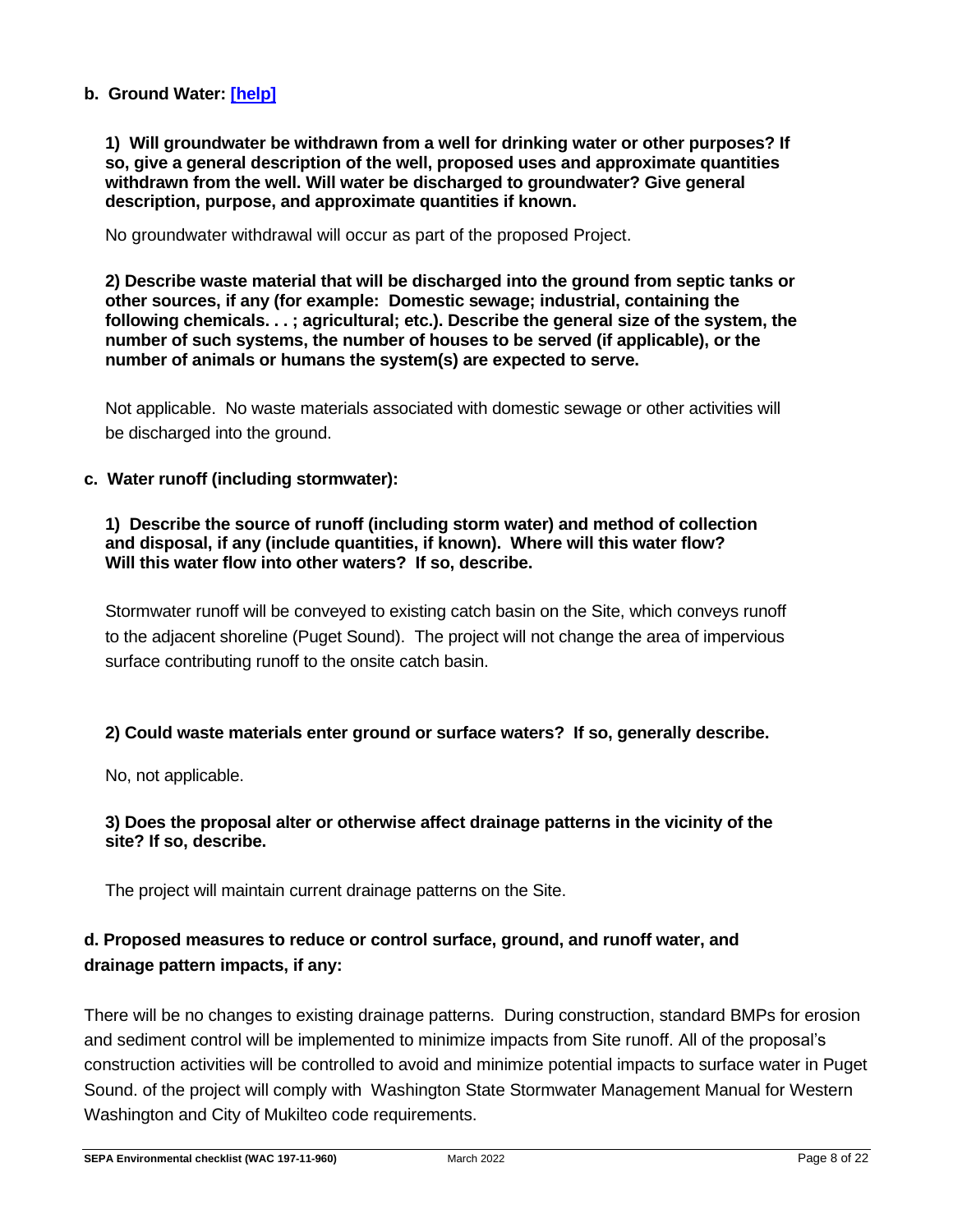**b. Ground Water: [help]**

**1) Will groundwater be withdrawn from a well for drinking water or other purposes? If so, give a general description of the well, proposed uses and approximate quantities withdrawn from the well. Will water be discharged to groundwater? Give general description, purpose, and approximate quantities if known.**

No groundwater withdrawal will occur as part of the proposed Project.

**2) Describe waste material that will be discharged into the ground from septic tanks or other sources, if any (for example: Domestic sewage; industrial, containing the following chemicals. . . ; agricultural; etc.). Describe the general size of the system, the number of such systems, the number of houses to be served (if applicable), or the number of animals or humans the system(s) are expected to serve.**

Not applicable. No waste materials associated with domestic sewage or other activities will be discharged into the ground.

**c. Water runoff (including stormwater):**

**1) Describe the source of runoff (including storm water) and method of collection and disposal, if any (include quantities, if known). Where will this water flow? Will this water flow into other waters? If so, describe.**

Stormwater runoff will be conveyed to existing catch basin on the Site, which conveys runoff to the adjacent shoreline (Puget Sound). The project will not change the area of impervious surface contributing runoff to the onsite catch basin.

**2) Could waste materials enter ground or surface waters? If so, generally describe.**

No, not applicable.

**3) Does the proposal alter or otherwise affect drainage patterns in the vicinity of the site? If so, describe.**

The project will maintain current drainage patterns on the Site.

**d. Proposed measures to reduce or control surface, ground, and runoff water, and drainage pattern impacts, if any:**

There will be no changes to existing drainage patterns. During construction, standard BMPs for erosion and sediment control will be implemented to minimize impacts from Site runoff. All of the proposal's construction activities will be controlled to avoid and minimize potential impacts to surface water in Puget Sound. of the project will comply with Washington State Stormwater Management Manual for Western Washington and City of Mukilteo code requirements.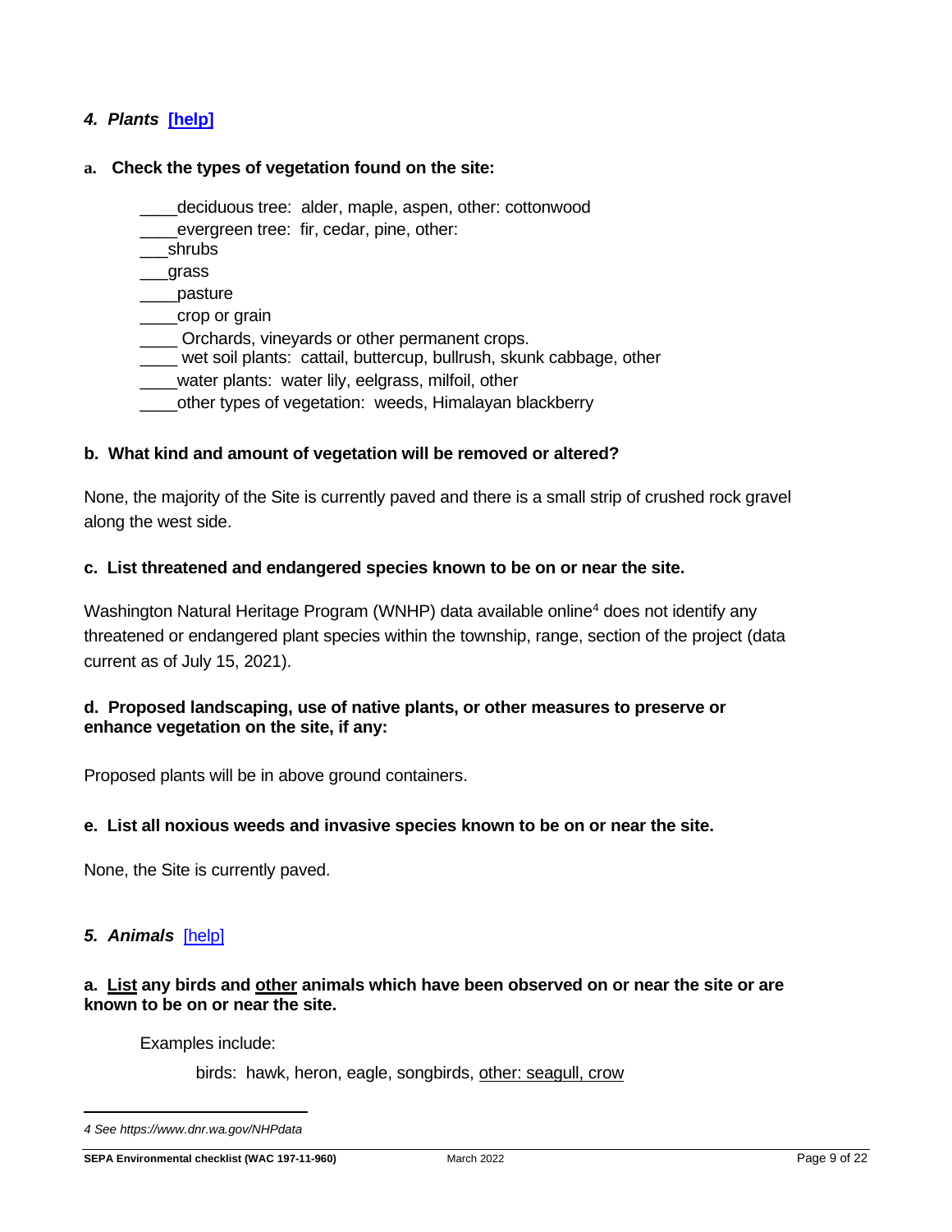### *4. Plants* [help]

**a. Check the types of vegetation found on the site:**

____deciduous tree: alder, maple, aspen, other: cottonwood
____evergreen tree: fir, cedar, pine, other:
___shrubs
___grass
____pasture
____crop or grain
____ Orchards, vineyards or other permanent crops.
____ wet soil plants: cattail, buttercup, bullrush, skunk cabbage, other
____water plants: water lily, eelgrass, milfoil, other
____other types of vegetation: weeds, Himalayan blackberry

**b. What kind and amount of vegetation will be removed or altered?**

None, the majority of the Site is currently paved and there is a small strip of crushed rock gravel along the west side.

**c. List threatened and endangered species known to be on or near the site.**

Washington Natural Heritage Program (WNHP) data available online[4] does not identify any threatened or endangered plant species within the township, range, section of the project (data current as of July 15, 2021).

**d. Proposed landscaping, use of native plants, or other measures to preserve or enhance vegetation on the site, if any:**

Proposed plants will be in above ground containers.

**e. List all noxious weeds and invasive species known to be on or near the site.**

None, the Site is currently paved.

### *5. Animals* [help]

**a. List any birds and other animals which have been observed on or near the site or are known to be on or near the site.**

Examples include:

birds: hawk, heron, eagle, songbirds, other: seagull, crow

---

*4 See https://www.dnr.wa.gov/NHPdata*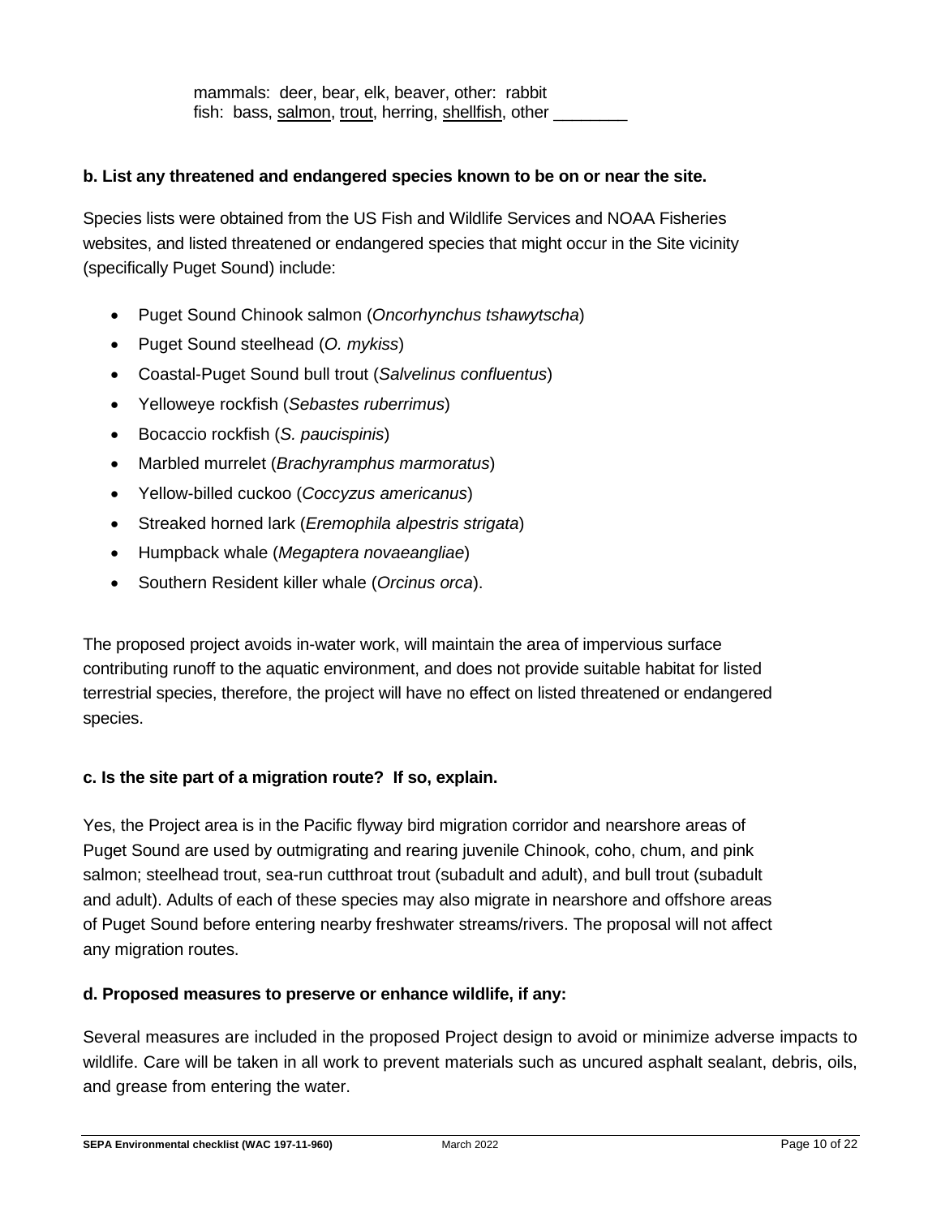mammals: deer, bear, elk, beaver, other: rabbit
fish: bass, <u>salmon</u>, <u>trout</u>, herring, <u>shellfish</u>, other ________

**b. List any threatened and endangered species known to be on or near the site.**

Species lists were obtained from the US Fish and Wildlife Services and NOAA Fisheries websites, and listed threatened or endangered species that might occur in the Site vicinity (specifically Puget Sound) include:

- Puget Sound Chinook salmon (*Oncorhynchus tshawytscha*)
- Puget Sound steelhead (*O. mykiss*)
- Coastal-Puget Sound bull trout (*Salvelinus confluentus*)
- Yelloweye rockfish (*Sebastes ruberrimus*)
- Bocaccio rockfish (*S. paucispinis*)
- Marbled murrelet (*Brachyramphus marmoratus*)
- Yellow-billed cuckoo (*Coccyzus americanus*)
- Streaked horned lark (*Eremophila alpestris strigata*)
- Humpback whale (*Megaptera novaeangliae*)
- Southern Resident killer whale (*Orcinus orca*).

The proposed project avoids in-water work, will maintain the area of impervious surface contributing runoff to the aquatic environment, and does not provide suitable habitat for listed terrestrial species, therefore, the project will have no effect on listed threatened or endangered species.

**c. Is the site part of a migration route? If so, explain.**

Yes, the Project area is in the Pacific flyway bird migration corridor and nearshore areas of Puget Sound are used by outmigrating and rearing juvenile Chinook, coho, chum, and pink salmon; steelhead trout, sea-run cutthroat trout (subadult and adult), and bull trout (subadult and adult). Adults of each of these species may also migrate in nearshore and offshore areas of Puget Sound before entering nearby freshwater streams/rivers. The proposal will not affect any migration routes.

**d. Proposed measures to preserve or enhance wildlife, if any:**

Several measures are included in the proposed Project design to avoid or minimize adverse impacts to wildlife. Care will be taken in all work to prevent materials such as uncured asphalt sealant, debris, oils, and grease from entering the water.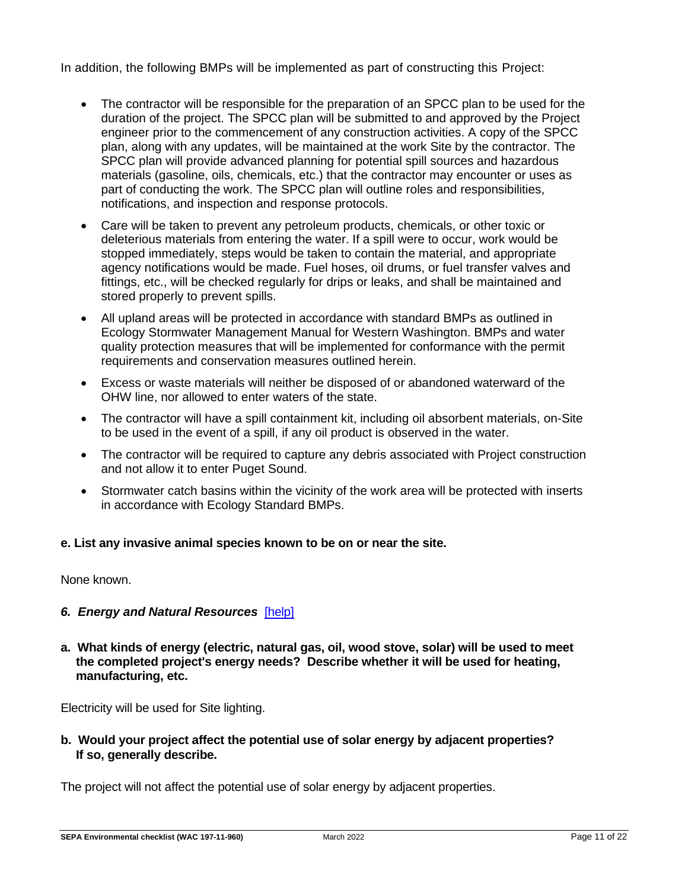In addition, the following BMPs will be implemented as part of constructing this Project:

- The contractor will be responsible for the preparation of an SPCC plan to be used for the duration of the project. The SPCC plan will be submitted to and approved by the Project engineer prior to the commencement of any construction activities. A copy of the SPCC plan, along with any updates, will be maintained at the work Site by the contractor. The SPCC plan will provide advanced planning for potential spill sources and hazardous materials (gasoline, oils, chemicals, etc.) that the contractor may encounter or uses as part of conducting the work. The SPCC plan will outline roles and responsibilities, notifications, and inspection and response protocols.
- Care will be taken to prevent any petroleum products, chemicals, or other toxic or deleterious materials from entering the water. If a spill were to occur, work would be stopped immediately, steps would be taken to contain the material, and appropriate agency notifications would be made. Fuel hoses, oil drums, or fuel transfer valves and fittings, etc., will be checked regularly for drips or leaks, and shall be maintained and stored properly to prevent spills.
- All upland areas will be protected in accordance with standard BMPs as outlined in Ecology Stormwater Management Manual for Western Washington. BMPs and water quality protection measures that will be implemented for conformance with the permit requirements and conservation measures outlined herein.
- Excess or waste materials will neither be disposed of or abandoned waterward of the OHW line, nor allowed to enter waters of the state.
- The contractor will have a spill containment kit, including oil absorbent materials, on-Site to be used in the event of a spill, if any oil product is observed in the water.
- The contractor will be required to capture any debris associated with Project construction and not allow it to enter Puget Sound.
- Stormwater catch basins within the vicinity of the work area will be protected with inserts in accordance with Ecology Standard BMPs.

**e. List any invasive animal species known to be on or near the site.**

None known.

### *6. Energy and Natural Resources* [help]

**a. What kinds of energy (electric, natural gas, oil, wood stove, solar) will be used to meet the completed project's energy needs? Describe whether it will be used for heating, manufacturing, etc.**

Electricity will be used for Site lighting.

**b. Would your project affect the potential use of solar energy by adjacent properties? If so, generally describe.**

The project will not affect the potential use of solar energy by adjacent properties.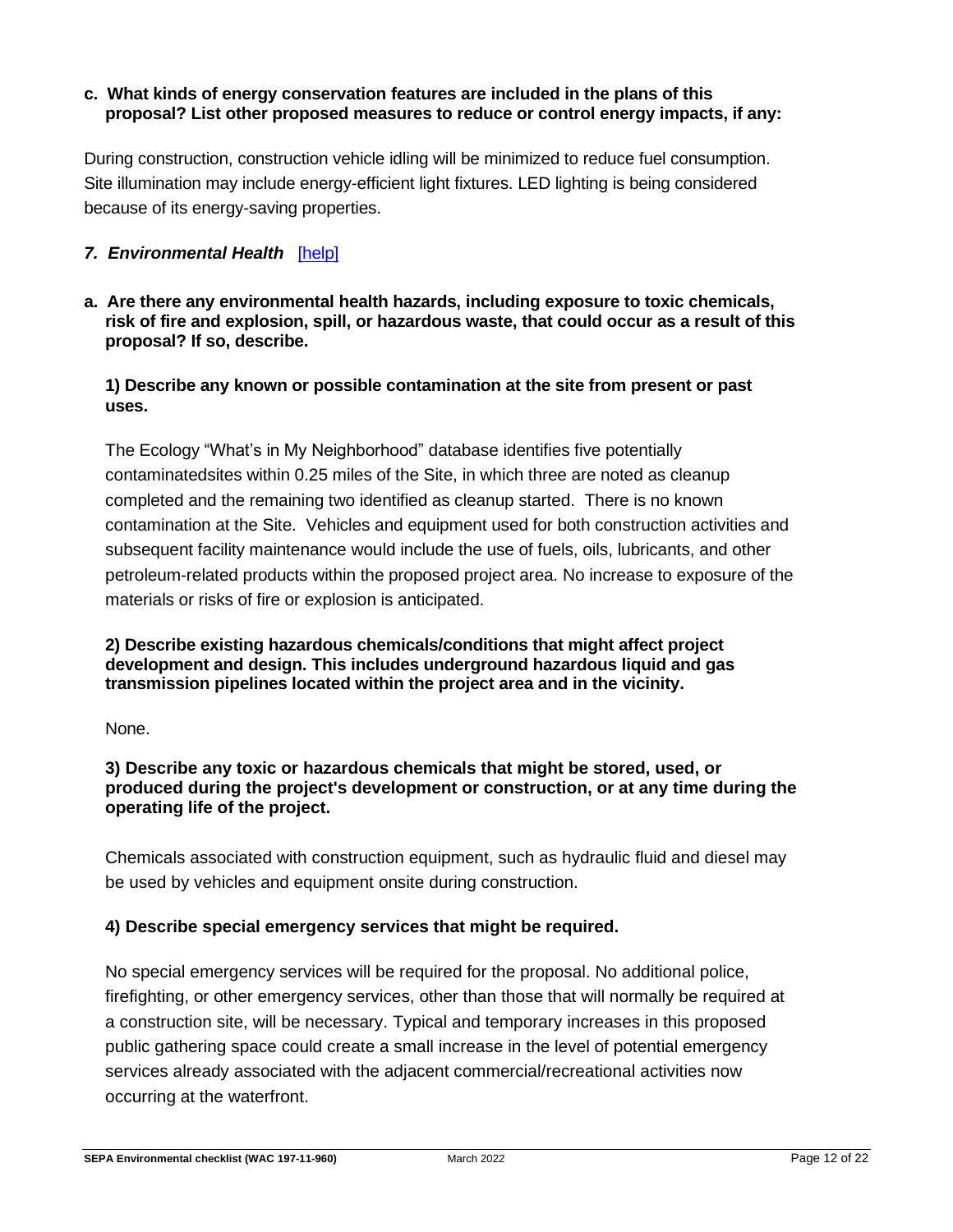**c. What kinds of energy conservation features are included in the plans of this proposal? List other proposed measures to reduce or control energy impacts, if any:**

During construction, construction vehicle idling will be minimized to reduce fuel consumption. Site illumination may include energy-efficient light fixtures. LED lighting is being considered because of its energy-saving properties.

### *7. Environmental Health* [help]

**a. Are there any environmental health hazards, including exposure to toxic chemicals, risk of fire and explosion, spill, or hazardous waste, that could occur as a result of this proposal? If so, describe.**

**1) Describe any known or possible contamination at the site from present or past uses.**

The Ecology "What's in My Neighborhood" database identifies five potentially contaminatedsites within 0.25 miles of the Site, in which three are noted as cleanup completed and the remaining two identified as cleanup started. There is no known contamination at the Site. Vehicles and equipment used for both construction activities and subsequent facility maintenance would include the use of fuels, oils, lubricants, and other petroleum-related products within the proposed project area. No increase to exposure of the materials or risks of fire or explosion is anticipated.

**2) Describe existing hazardous chemicals/conditions that might affect project development and design. This includes underground hazardous liquid and gas transmission pipelines located within the project area and in the vicinity.**

None.

**3) Describe any toxic or hazardous chemicals that might be stored, used, or produced during the project's development or construction, or at any time during the operating life of the project.**

Chemicals associated with construction equipment, such as hydraulic fluid and diesel may be used by vehicles and equipment onsite during construction.

**4) Describe special emergency services that might be required.**

No special emergency services will be required for the proposal. No additional police, firefighting, or other emergency services, other than those that will normally be required at a construction site, will be necessary. Typical and temporary increases in this proposed public gathering space could create a small increase in the level of potential emergency services already associated with the adjacent commercial/recreational activities now occurring at the waterfront.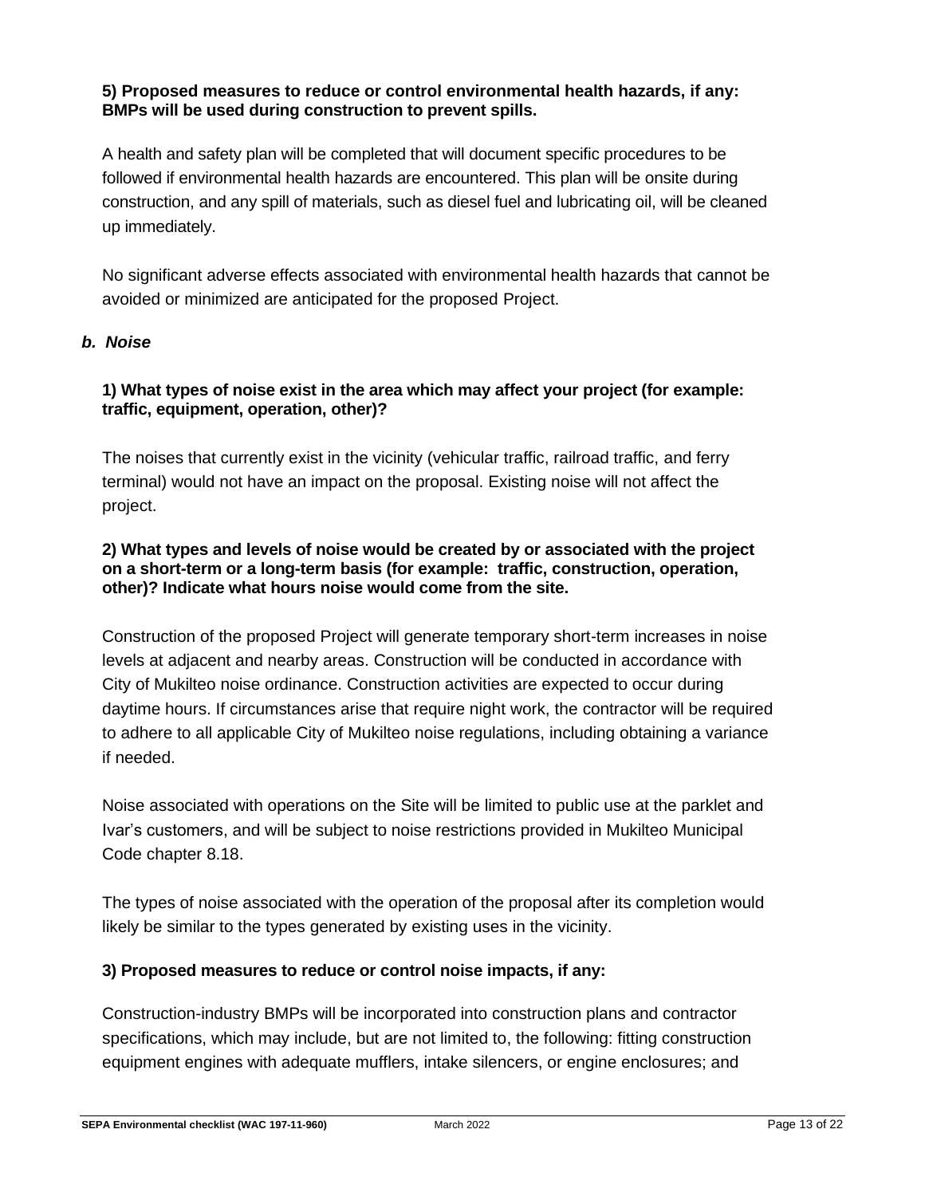**5) Proposed measures to reduce or control environmental health hazards, if any: BMPs will be used during construction to prevent spills.**

A health and safety plan will be completed that will document specific procedures to be followed if environmental health hazards are encountered. This plan will be onsite during construction, and any spill of materials, such as diesel fuel and lubricating oil, will be cleaned up immediately.

No significant adverse effects associated with environmental health hazards that cannot be avoided or minimized are anticipated for the proposed Project.

### *b. Noise*

**1) What types of noise exist in the area which may affect your project (for example: traffic, equipment, operation, other)?**

The noises that currently exist in the vicinity (vehicular traffic, railroad traffic, and ferry terminal) would not have an impact on the proposal. Existing noise will not affect the project.

**2) What types and levels of noise would be created by or associated with the project on a short-term or a long-term basis (for example: traffic, construction, operation, other)? Indicate what hours noise would come from the site.**

Construction of the proposed Project will generate temporary short-term increases in noise levels at adjacent and nearby areas. Construction will be conducted in accordance with City of Mukilteo noise ordinance. Construction activities are expected to occur during daytime hours. If circumstances arise that require night work, the contractor will be required to adhere to all applicable City of Mukilteo noise regulations, including obtaining a variance if needed.

Noise associated with operations on the Site will be limited to public use at the parklet and Ivar's customers, and will be subject to noise restrictions provided in Mukilteo Municipal Code chapter 8.18.

The types of noise associated with the operation of the proposal after its completion would likely be similar to the types generated by existing uses in the vicinity.

**3) Proposed measures to reduce or control noise impacts, if any:**

Construction-industry BMPs will be incorporated into construction plans and contractor specifications, which may include, but are not limited to, the following: fitting construction equipment engines with adequate mufflers, intake silencers, or engine enclosures; and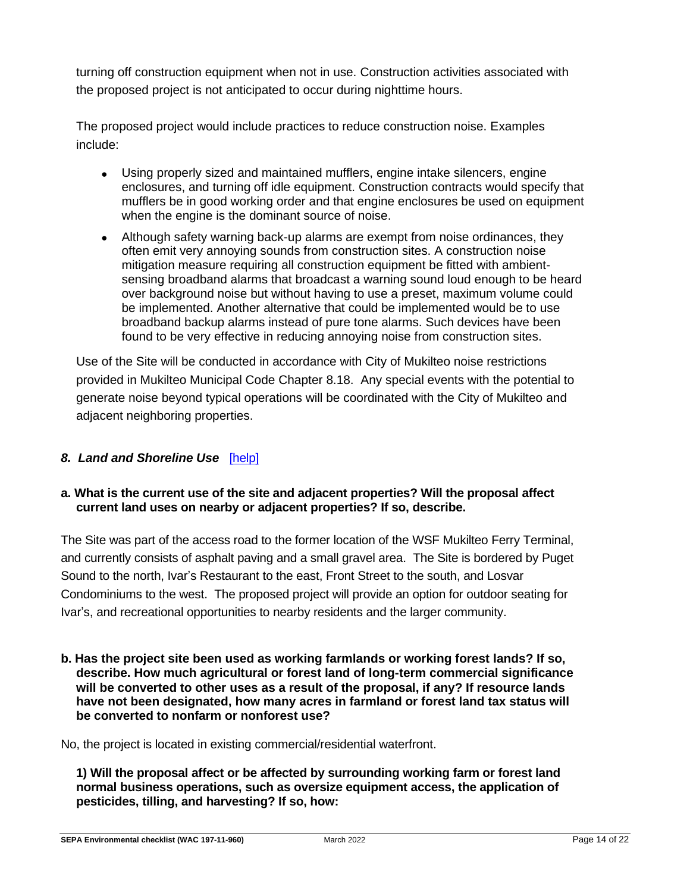turning off construction equipment when not in use. Construction activities associated with the proposed project is not anticipated to occur during nighttime hours.

The proposed project would include practices to reduce construction noise. Examples include:

- Using properly sized and maintained mufflers, engine intake silencers, engine enclosures, and turning off idle equipment. Construction contracts would specify that mufflers be in good working order and that engine enclosures be used on equipment when the engine is the dominant source of noise.
- Although safety warning back-up alarms are exempt from noise ordinances, they often emit very annoying sounds from construction sites. A construction noise mitigation measure requiring all construction equipment be fitted with ambient-sensing broadband alarms that broadcast a warning sound loud enough to be heard over background noise but without having to use a preset, maximum volume could be implemented. Another alternative that could be implemented would be to use broadband backup alarms instead of pure tone alarms. Such devices have been found to be very effective in reducing annoying noise from construction sites.

Use of the Site will be conducted in accordance with City of Mukilteo noise restrictions provided in Mukilteo Municipal Code Chapter 8.18. Any special events with the potential to generate noise beyond typical operations will be coordinated with the City of Mukilteo and adjacent neighboring properties.

### *8. Land and Shoreline Use* [help]

**a. What is the current use of the site and adjacent properties? Will the proposal affect current land uses on nearby or adjacent properties? If so, describe.**

The Site was part of the access road to the former location of the WSF Mukilteo Ferry Terminal, and currently consists of asphalt paving and a small gravel area. The Site is bordered by Puget Sound to the north, Ivar's Restaurant to the east, Front Street to the south, and Losvar Condominiums to the west. The proposed project will provide an option for outdoor seating for Ivar's, and recreational opportunities to nearby residents and the larger community.

**b. Has the project site been used as working farmlands or working forest lands? If so, describe. How much agricultural or forest land of long-term commercial significance will be converted to other uses as a result of the proposal, if any? If resource lands have not been designated, how many acres in farmland or forest land tax status will be converted to nonfarm or nonforest use?**

No, the project is located in existing commercial/residential waterfront.

**1) Will the proposal affect or be affected by surrounding working farm or forest land normal business operations, such as oversize equipment access, the application of pesticides, tilling, and harvesting? If so, how:**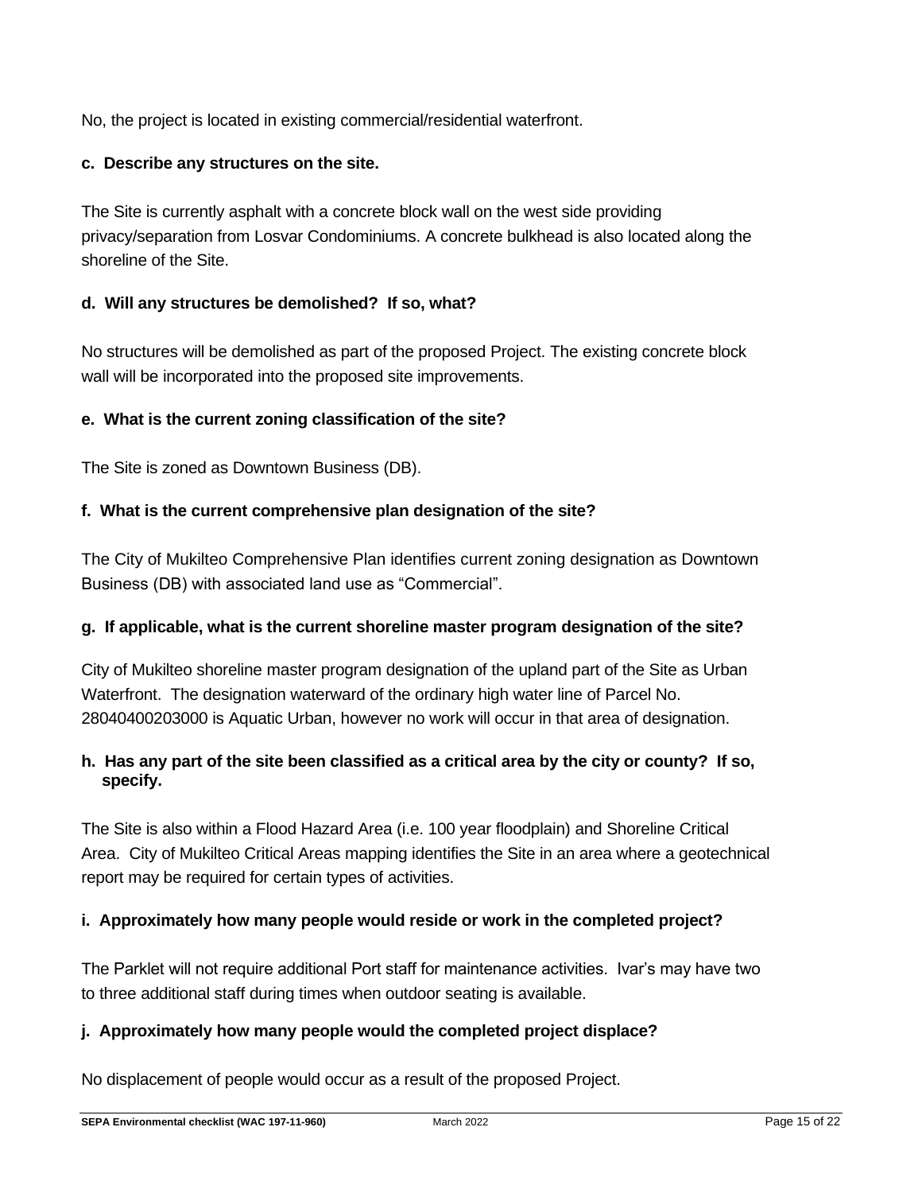No, the project is located in existing commercial/residential waterfront.

**c. Describe any structures on the site.**

The Site is currently asphalt with a concrete block wall on the west side providing privacy/separation from Losvar Condominiums. A concrete bulkhead is also located along the shoreline of the Site.

**d. Will any structures be demolished? If so, what?**

No structures will be demolished as part of the proposed Project. The existing concrete block wall will be incorporated into the proposed site improvements.

**e. What is the current zoning classification of the site?**

The Site is zoned as Downtown Business (DB).

**f. What is the current comprehensive plan designation of the site?**

The City of Mukilteo Comprehensive Plan identifies current zoning designation as Downtown Business (DB) with associated land use as "Commercial".

**g. If applicable, what is the current shoreline master program designation of the site?**

City of Mukilteo shoreline master program designation of the upland part of the Site as Urban Waterfront. The designation waterward of the ordinary high water line of Parcel No. 28040400203000 is Aquatic Urban, however no work will occur in that area of designation.

**h. Has any part of the site been classified as a critical area by the city or county? If so, specify.**

The Site is also within a Flood Hazard Area (i.e. 100 year floodplain) and Shoreline Critical Area. City of Mukilteo Critical Areas mapping identifies the Site in an area where a geotechnical report may be required for certain types of activities.

**i. Approximately how many people would reside or work in the completed project?**

The Parklet will not require additional Port staff for maintenance activities. Ivar's may have two to three additional staff during times when outdoor seating is available.

**j. Approximately how many people would the completed project displace?**

No displacement of people would occur as a result of the proposed Project.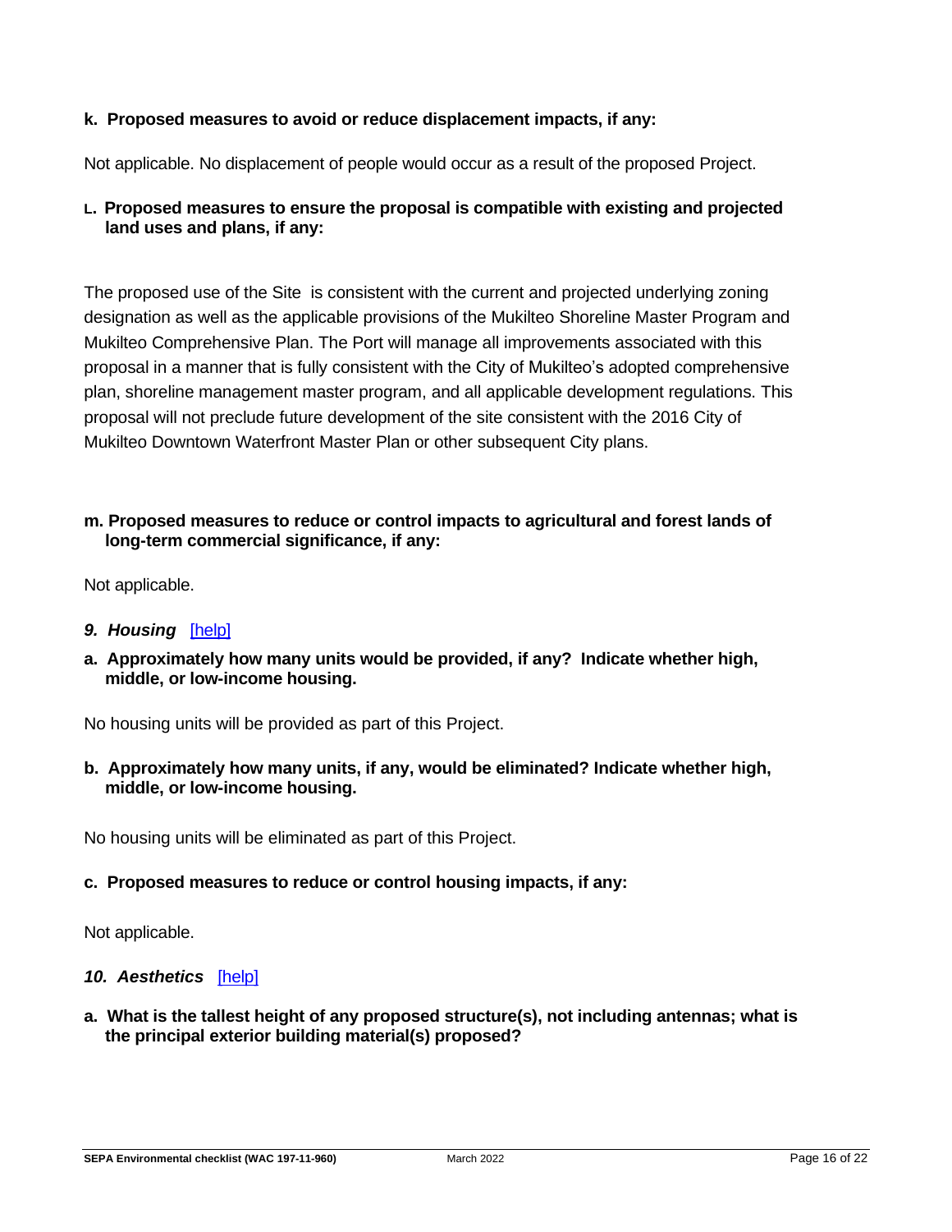**k. Proposed measures to avoid or reduce displacement impacts, if any:**

Not applicable. No displacement of people would occur as a result of the proposed Project.

**L. Proposed measures to ensure the proposal is compatible with existing and projected land uses and plans, if any:**

The proposed use of the Site is consistent with the current and projected underlying zoning designation as well as the applicable provisions of the Mukilteo Shoreline Master Program and Mukilteo Comprehensive Plan. The Port will manage all improvements associated with this proposal in a manner that is fully consistent with the City of Mukilteo's adopted comprehensive plan, shoreline management master program, and all applicable development regulations. This proposal will not preclude future development of the site consistent with the 2016 City of Mukilteo Downtown Waterfront Master Plan or other subsequent City plans.

**m. Proposed measures to reduce or control impacts to agricultural and forest lands of long-term commercial significance, if any:**

Not applicable.

### *9. Housing* [help]

**a. Approximately how many units would be provided, if any? Indicate whether high, middle, or low-income housing.**

No housing units will be provided as part of this Project.

**b. Approximately how many units, if any, would be eliminated? Indicate whether high, middle, or low-income housing.**

No housing units will be eliminated as part of this Project.

**c. Proposed measures to reduce or control housing impacts, if any:**

Not applicable.

### *10. Aesthetics* [help]

**a. What is the tallest height of any proposed structure(s), not including antennas; what is the principal exterior building material(s) proposed?**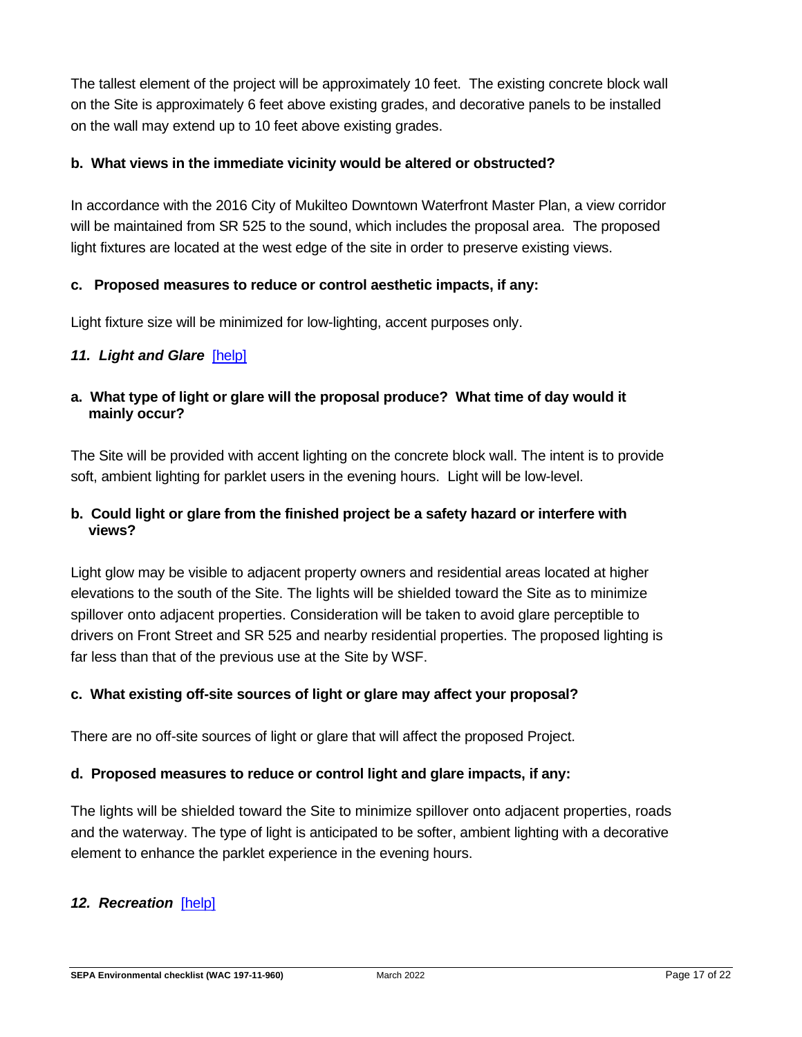The tallest element of the project will be approximately 10 feet. The existing concrete block wall on the Site is approximately 6 feet above existing grades, and decorative panels to be installed on the wall may extend up to 10 feet above existing grades.

**b. What views in the immediate vicinity would be altered or obstructed?**

In accordance with the 2016 City of Mukilteo Downtown Waterfront Master Plan, a view corridor will be maintained from SR 525 to the sound, which includes the proposal area. The proposed light fixtures are located at the west edge of the site in order to preserve existing views.

**c. Proposed measures to reduce or control aesthetic impacts, if any:**

Light fixture size will be minimized for low-lighting, accent purposes only.

### *11. Light and Glare* [help]

**a. What type of light or glare will the proposal produce? What time of day would it mainly occur?**

The Site will be provided with accent lighting on the concrete block wall. The intent is to provide soft, ambient lighting for parklet users in the evening hours. Light will be low-level.

**b. Could light or glare from the finished project be a safety hazard or interfere with views?**

Light glow may be visible to adjacent property owners and residential areas located at higher elevations to the south of the Site. The lights will be shielded toward the Site as to minimize spillover onto adjacent properties. Consideration will be taken to avoid glare perceptible to drivers on Front Street and SR 525 and nearby residential properties. The proposed lighting is far less than that of the previous use at the Site by WSF.

**c. What existing off-site sources of light or glare may affect your proposal?**

There are no off-site sources of light or glare that will affect the proposed Project.

**d. Proposed measures to reduce or control light and glare impacts, if any:**

The lights will be shielded toward the Site to minimize spillover onto adjacent properties, roads and the waterway. The type of light is anticipated to be softer, ambient lighting with a decorative element to enhance the parklet experience in the evening hours.

### *12. Recreation* [help]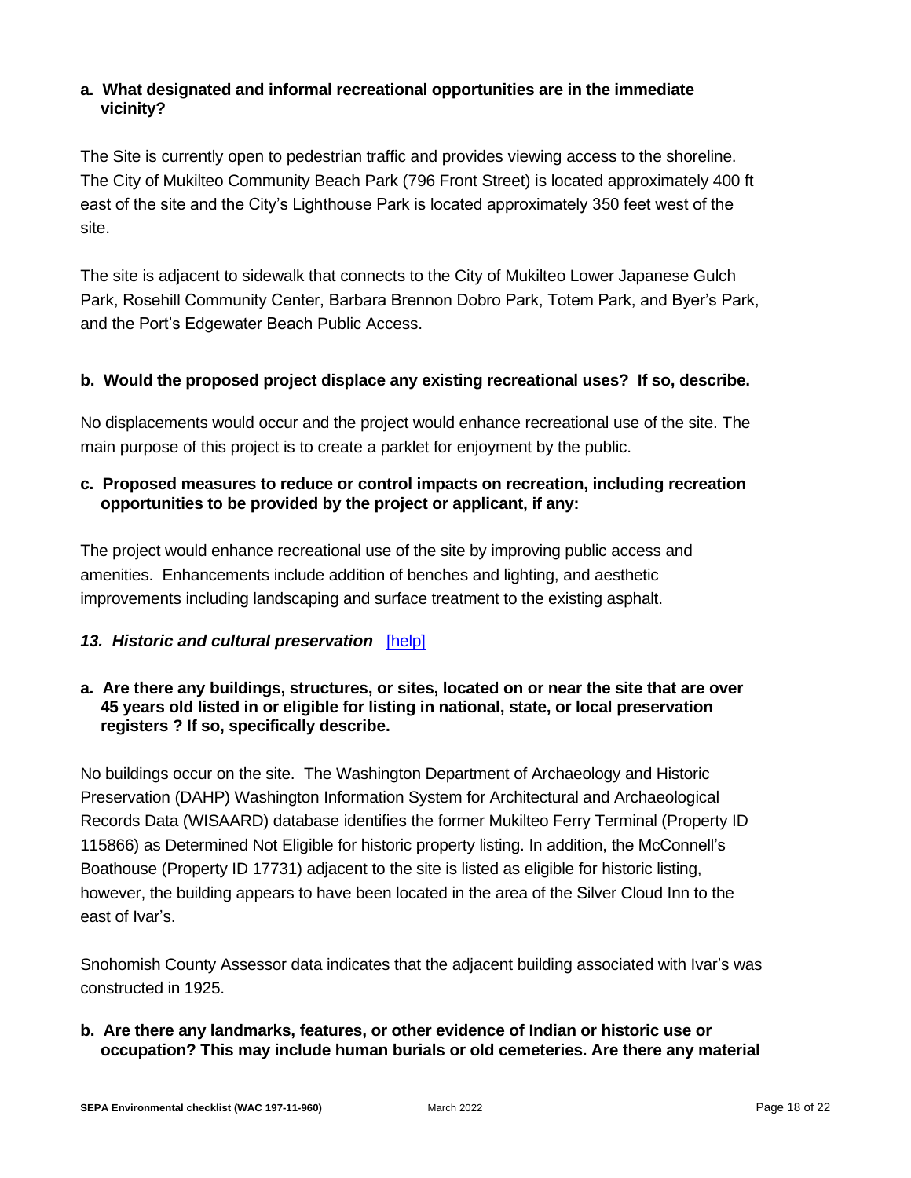**a. What designated and informal recreational opportunities are in the immediate vicinity?**

The Site is currently open to pedestrian traffic and provides viewing access to the shoreline. The City of Mukilteo Community Beach Park (796 Front Street) is located approximately 400 ft east of the site and the City's Lighthouse Park is located approximately 350 feet west of the site.

The site is adjacent to sidewalk that connects to the City of Mukilteo Lower Japanese Gulch Park, Rosehill Community Center, Barbara Brennon Dobro Park, Totem Park, and Byer's Park, and the Port's Edgewater Beach Public Access.

**b. Would the proposed project displace any existing recreational uses? If so, describe.**

No displacements would occur and the project would enhance recreational use of the site. The main purpose of this project is to create a parklet for enjoyment by the public.

**c. Proposed measures to reduce or control impacts on recreation, including recreation opportunities to be provided by the project or applicant, if any:**

The project would enhance recreational use of the site by improving public access and amenities. Enhancements include addition of benches and lighting, and aesthetic improvements including landscaping and surface treatment to the existing asphalt.

### *13. Historic and cultural preservation* [help]

**a. Are there any buildings, structures, or sites, located on or near the site that are over 45 years old listed in or eligible for listing in national, state, or local preservation registers ? If so, specifically describe.**

No buildings occur on the site. The Washington Department of Archaeology and Historic Preservation (DAHP) Washington Information System for Architectural and Archaeological Records Data (WISAARD) database identifies the former Mukilteo Ferry Terminal (Property ID 115866) as Determined Not Eligible for historic property listing. In addition, the McConnell's Boathouse (Property ID 17731) adjacent to the site is listed as eligible for historic listing, however, the building appears to have been located in the area of the Silver Cloud Inn to the east of Ivar's.

Snohomish County Assessor data indicates that the adjacent building associated with Ivar's was constructed in 1925.

**b. Are there any landmarks, features, or other evidence of Indian or historic use or occupation? This may include human burials or old cemeteries. Are there any material**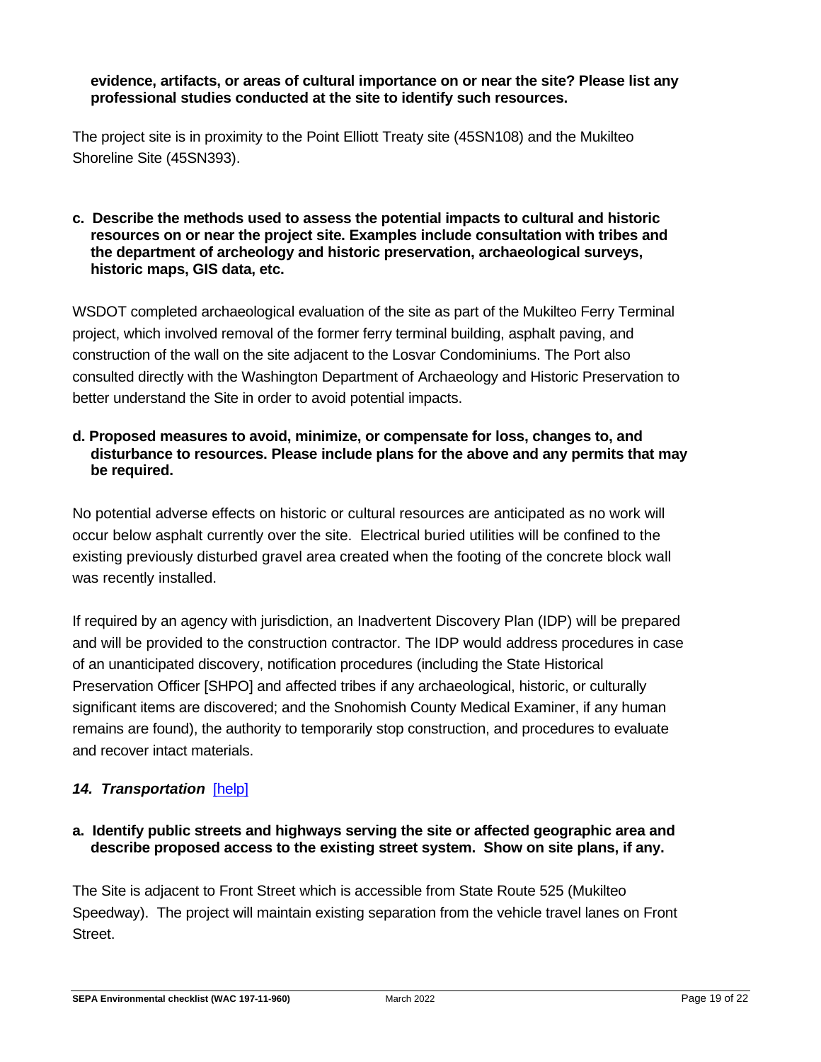**evidence, artifacts, or areas of cultural importance on or near the site? Please list any professional studies conducted at the site to identify such resources.**

The project site is in proximity to the Point Elliott Treaty site (45SN108) and the Mukilteo Shoreline Site (45SN393).

**c. Describe the methods used to assess the potential impacts to cultural and historic resources on or near the project site. Examples include consultation with tribes and the department of archeology and historic preservation, archaeological surveys, historic maps, GIS data, etc.**

WSDOT completed archaeological evaluation of the site as part of the Mukilteo Ferry Terminal project, which involved removal of the former ferry terminal building, asphalt paving, and construction of the wall on the site adjacent to the Losvar Condominiums. The Port also consulted directly with the Washington Department of Archaeology and Historic Preservation to better understand the Site in order to avoid potential impacts.

**d. Proposed measures to avoid, minimize, or compensate for loss, changes to, and disturbance to resources. Please include plans for the above and any permits that may be required.**

No potential adverse effects on historic or cultural resources are anticipated as no work will occur below asphalt currently over the site. Electrical buried utilities will be confined to the existing previously disturbed gravel area created when the footing of the concrete block wall was recently installed.

If required by an agency with jurisdiction, an Inadvertent Discovery Plan (IDP) will be prepared and will be provided to the construction contractor. The IDP would address procedures in case of an unanticipated discovery, notification procedures (including the State Historical Preservation Officer [SHPO] and affected tribes if any archaeological, historic, or culturally significant items are discovered; and the Snohomish County Medical Examiner, if any human remains are found), the authority to temporarily stop construction, and procedures to evaluate and recover intact materials.

## *14. Transportation* [help]

**a. Identify public streets and highways serving the site or affected geographic area and describe proposed access to the existing street system. Show on site plans, if any.**

The Site is adjacent to Front Street which is accessible from State Route 525 (Mukilteo Speedway). The project will maintain existing separation from the vehicle travel lanes on Front Street.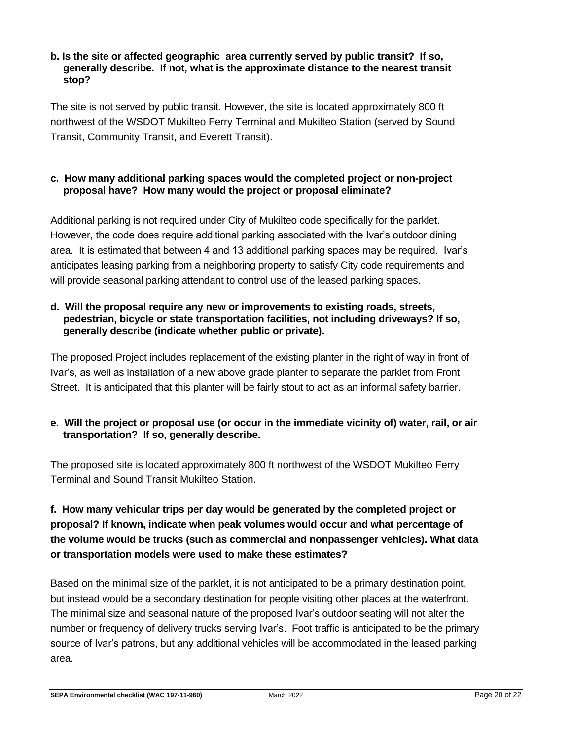**b. Is the site or affected geographic area currently served by public transit? If so, generally describe. If not, what is the approximate distance to the nearest transit stop?**

The site is not served by public transit. However, the site is located approximately 800 ft northwest of the WSDOT Mukilteo Ferry Terminal and Mukilteo Station (served by Sound Transit, Community Transit, and Everett Transit).

**c. How many additional parking spaces would the completed project or non-project proposal have? How many would the project or proposal eliminate?**

Additional parking is not required under City of Mukilteo code specifically for the parklet. However, the code does require additional parking associated with the Ivar's outdoor dining area. It is estimated that between 4 and 13 additional parking spaces may be required. Ivar's anticipates leasing parking from a neighboring property to satisfy City code requirements and will provide seasonal parking attendant to control use of the leased parking spaces.

**d. Will the proposal require any new or improvements to existing roads, streets, pedestrian, bicycle or state transportation facilities, not including driveways? If so, generally describe (indicate whether public or private).**

The proposed Project includes replacement of the existing planter in the right of way in front of Ivar's, as well as installation of a new above grade planter to separate the parklet from Front Street. It is anticipated that this planter will be fairly stout to act as an informal safety barrier.

**e. Will the project or proposal use (or occur in the immediate vicinity of) water, rail, or air transportation? If so, generally describe.**

The proposed site is located approximately 800 ft northwest of the WSDOT Mukilteo Ferry Terminal and Sound Transit Mukilteo Station.

**f. How many vehicular trips per day would be generated by the completed project or proposal? If known, indicate when peak volumes would occur and what percentage of the volume would be trucks (such as commercial and nonpassenger vehicles). What data or transportation models were used to make these estimates?**

Based on the minimal size of the parklet, it is not anticipated to be a primary destination point, but instead would be a secondary destination for people visiting other places at the waterfront. The minimal size and seasonal nature of the proposed Ivar's outdoor seating will not alter the number or frequency of delivery trucks serving Ivar's. Foot traffic is anticipated to be the primary source of Ivar's patrons, but any additional vehicles will be accommodated in the leased parking area.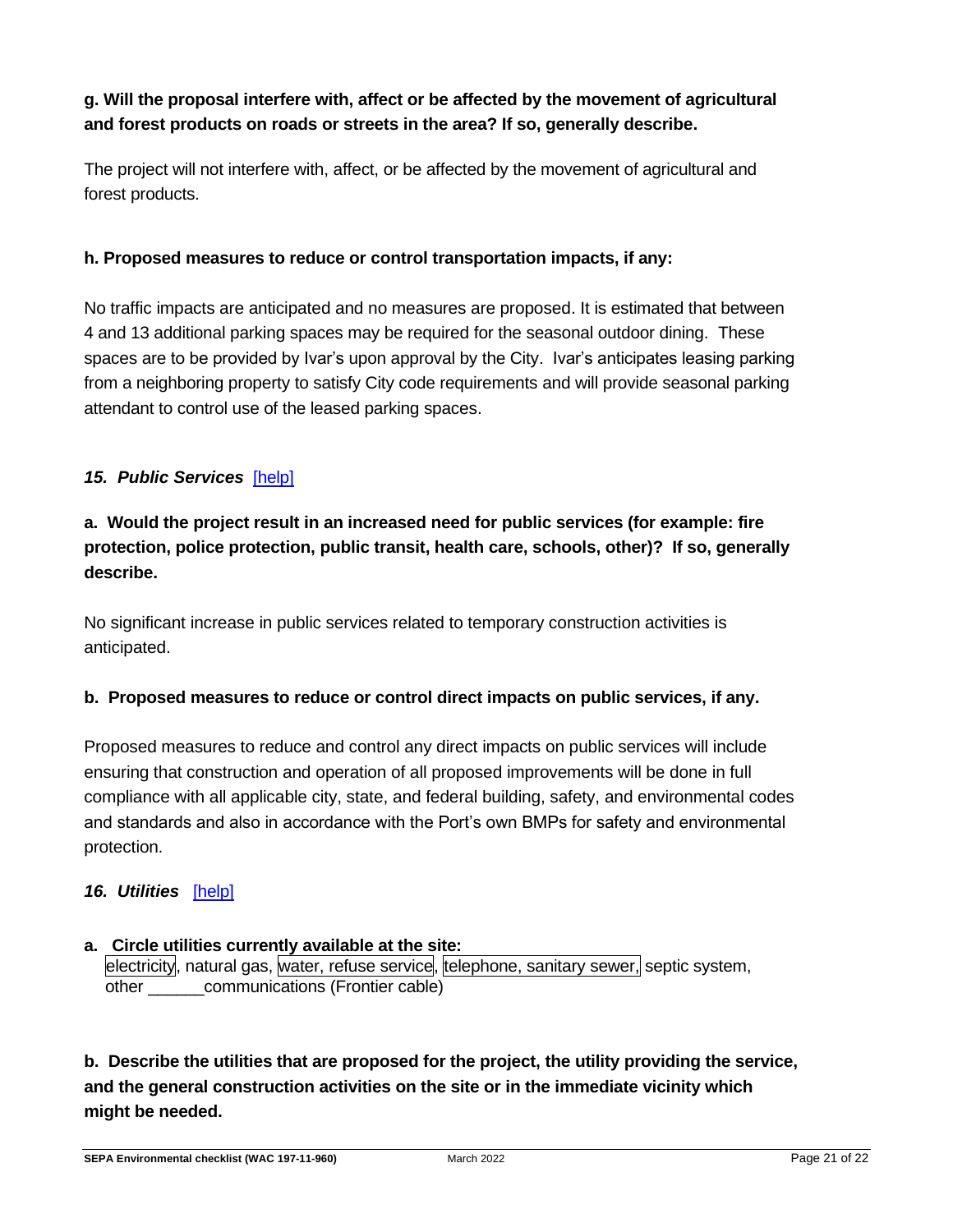**g. Will the proposal interfere with, affect or be affected by the movement of agricultural and forest products on roads or streets in the area? If so, generally describe.**

The project will not interfere with, affect, or be affected by the movement of agricultural and forest products.

**h. Proposed measures to reduce or control transportation impacts, if any:**

No traffic impacts are anticipated and no measures are proposed. It is estimated that between 4 and 13 additional parking spaces may be required for the seasonal outdoor dining. These spaces are to be provided by Ivar's upon approval by the City. Ivar's anticipates leasing parking from a neighboring property to satisfy City code requirements and will provide seasonal parking attendant to control use of the leased parking spaces.

### *15. Public Services* [help]

**a. Would the project result in an increased need for public services (for example: fire protection, police protection, public transit, health care, schools, other)? If so, generally describe.**

No significant increase in public services related to temporary construction activities is anticipated.

**b. Proposed measures to reduce or control direct impacts on public services, if any.**

Proposed measures to reduce and control any direct impacts on public services will include ensuring that construction and operation of all proposed improvements will be done in full compliance with all applicable city, state, and federal building, safety, and environmental codes and standards and also in accordance with the Port's own BMPs for safety and environmental protection.

### *16. Utilities* [help]

**a. Circle utilities currently available at the site:**
electricity, natural gas, water, refuse service, telephone, sanitary sewer, septic system, other ______communications (Frontier cable)

**b. Describe the utilities that are proposed for the project, the utility providing the service, and the general construction activities on the site or in the immediate vicinity which might be needed.**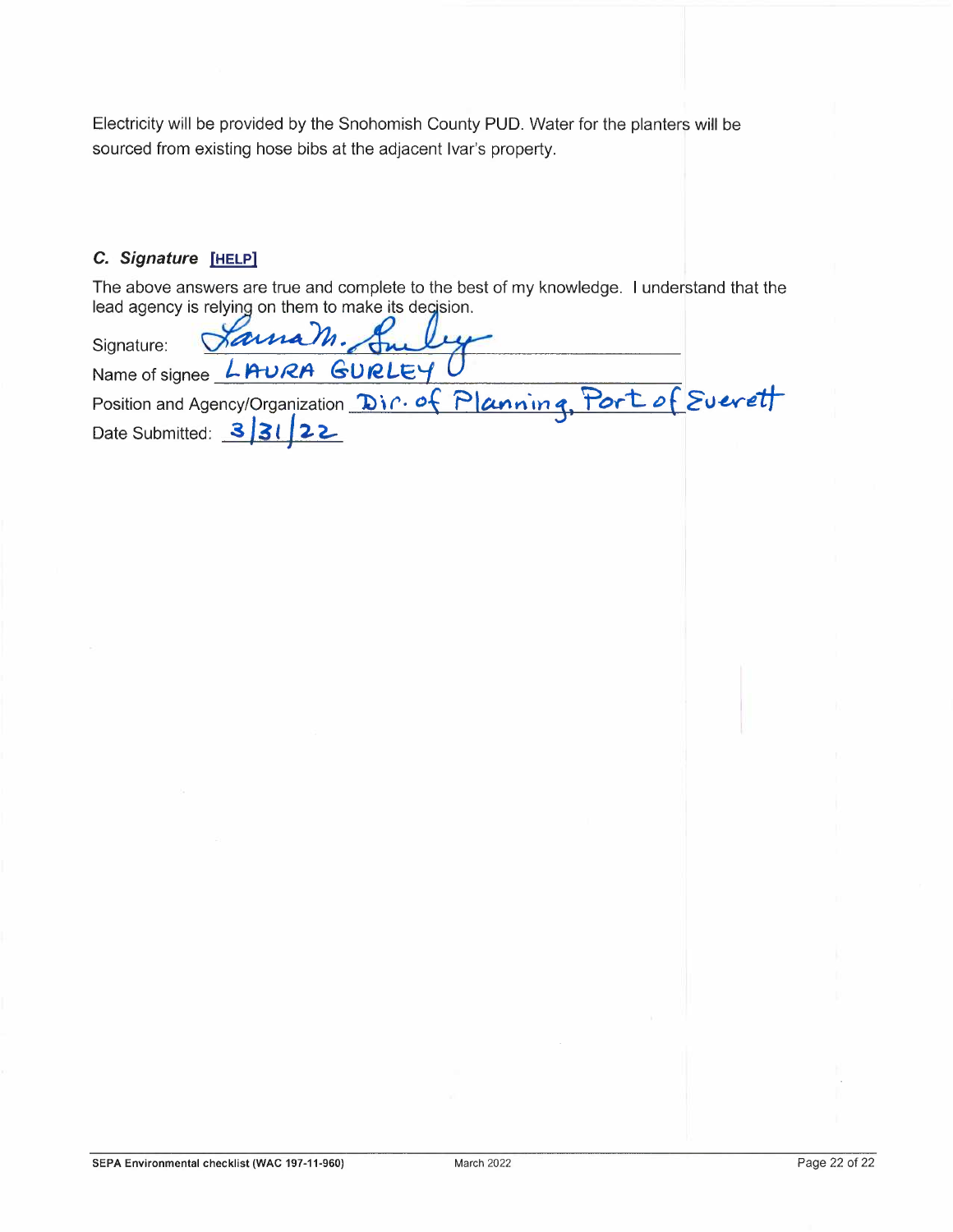Electricity will be provided by the Snohomish County PUD. Water for the planters will be sourced from existing hose bibs at the adjacent Ivar's property.

### *C. Signature* [HELP]

The above answers are true and complete to the best of my knowledge. I understand that the lead agency is relying on them to make its decision.

Signature: Laura M. Gurley

Name of signee LAURA GURLEY

Position and Agency/Organization Dir. of Planning, Port of Everett

Date Submitted: 3/31/22